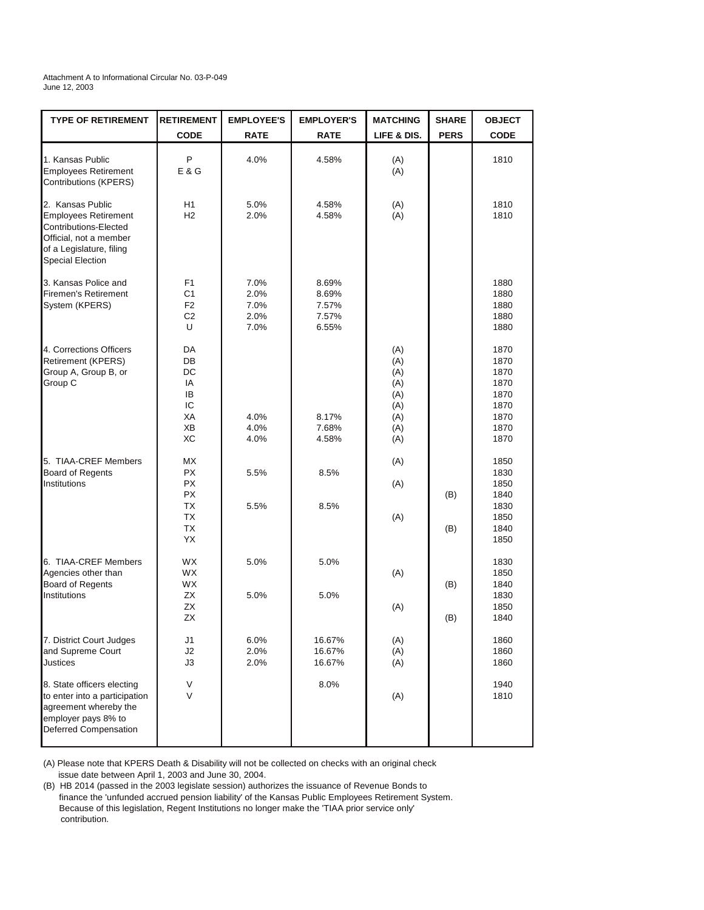Attachment A to Informational Circular No. 03-P-049
June 12, 2003

| TYPE OF RETIREMENT | RETIREMENT CODE | EMPLOYEE'S RATE | EMPLOYER'S RATE | MATCHING LIFE & DIS. | SHARE PERS | OBJECT CODE |
|---|---|---|---|---|---|---|
| 1. Kansas Public Employees Retirement Contributions (KPERS) | P | 4.0% | 4.58% | (A) | | 1810 |
| | E & G | | | (A) | | |
| 2. Kansas Public Employees Retirement Contributions-Elected Official, not a member of a Legislature, filing Special Election | H1 | 5.0% | 4.58% | (A) | | 1810 |
| | H2 | 2.0% | 4.58% | (A) | | 1810 |
| 3. Kansas Police and Firemen's Retirement System (KPERS) | F1 | 7.0% | 8.69% | | | 1880 |
| | C1 | 2.0% | 8.69% | | | 1880 |
| | F2 | 7.0% | 7.57% | | | 1880 |
| | C2 | 2.0% | 7.57% | | | 1880 |
| | U | 7.0% | 6.55% | | | 1880 |
| 4. Corrections Officers Retirement (KPERS) Group A, Group B, or Group C | DA | | | (A) | | 1870 |
| | DB | | | (A) | | 1870 |
| | DC | | | (A) | | 1870 |
| | IA | | | (A) | | 1870 |
| | IB | | | (A) | | 1870 |
| | IC | | | (A) | | 1870 |
| | XA | 4.0% | 8.17% | (A) | | 1870 |
| | XB | 4.0% | 7.68% | (A) | | 1870 |
| | XC | 4.0% | 4.58% | (A) | | 1870 |
| 5. TIAA-CREF Members Board of Regents Institutions | MX | | | (A) | | 1850 |
| | PX | 5.5% | 8.5% | | | 1830 |
| | PX | | | (A) | | 1850 |
| | PX | | | | (B) | 1840 |
| | TX | 5.5% | 8.5% | | | 1830 |
| | TX | | | (A) | | 1850 |
| | TX | | | | (B) | 1840 |
| | YX | | | | | 1850 |
| 6. TIAA-CREF Members Agencies other than Board of Regents Institutions | WX | 5.0% | 5.0% | | | 1830 |
| | WX | | | (A) | | 1850 |
| | WX | | | | (B) | 1840 |
| | ZX | 5.0% | 5.0% | | | 1830 |
| | ZX | | | (A) | | 1850 |
| | ZX | | | | (B) | 1840 |
| 7. District Court Judges and Supreme Court Justices | J1 | 6.0% | 16.67% | (A) | | 1860 |
| | J2 | 2.0% | 16.67% | (A) | | 1860 |
| | J3 | 2.0% | 16.67% | (A) | | 1860 |
| 8. State officers electing to enter into a participation agreement whereby the employer pays 8% to Deferred Compensation | V | | 8.0% | | | 1940 |
| | V | | | (A) | | 1810 |

(A) Please note that KPERS Death & Disability will not be collected on checks with an original check issue date between April 1, 2003 and June 30, 2004.

(B) HB 2014 (passed in the 2003 legislate session) authorizes the issuance of Revenue Bonds to finance the 'unfunded accrued pension liability' of the Kansas Public Employees Retirement System. Because of this legislation, Regent Institutions no longer make the 'TIAA prior service only' contribution.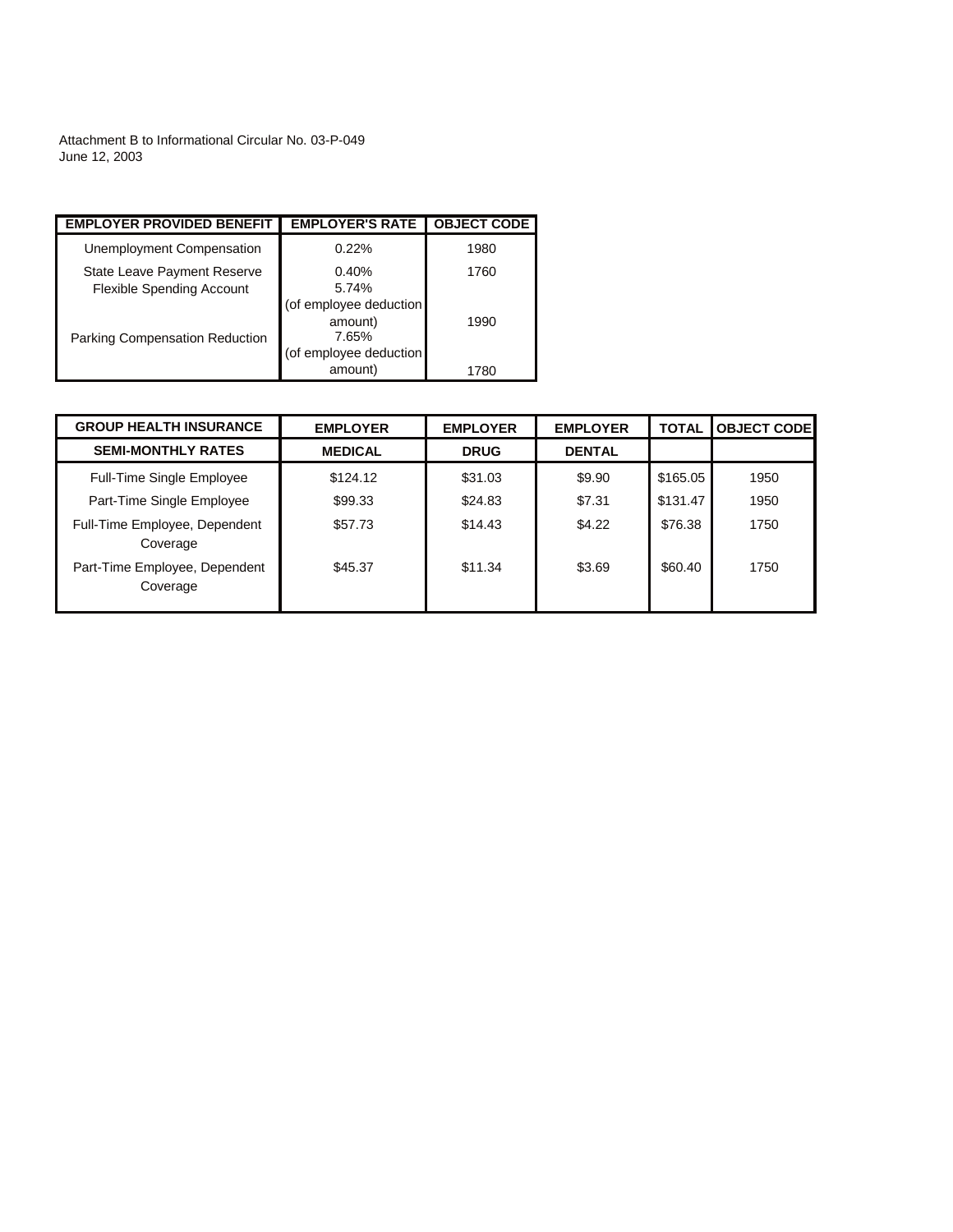Attachment B to Informational Circular No. 03-P-049
June 12, 2003

| EMPLOYER PROVIDED BENEFIT | EMPLOYER'S RATE | OBJECT CODE |
|---|---|---|
| Unemployment Compensation | 0.22% | 1980 |
| State Leave Payment Reserve | 0.40% | 1760 |
| Flexible Spending Account | 5.74% (of employee deduction amount) | 1990 |
| Parking Compensation Reduction | 7.65% (of employee deduction amount) | 1780 |

| GROUP HEALTH INSURANCE | EMPLOYER | EMPLOYER | EMPLOYER | TOTAL | OBJECT CODE |
|---|---|---|---|---|---|
| SEMI-MONTHLY RATES | MEDICAL | DRUG | DENTAL | | |
| Full-Time Single Employee | $124.12 | $31.03 | $9.90 | $165.05 | 1950 |
| Part-Time Single Employee | $99.33 | $24.83 | $7.31 | $131.47 | 1950 |
| Full-Time Employee, Dependent Coverage | $57.73 | $14.43 | $4.22 | $76.38 | 1750 |
| Part-Time Employee, Dependent Coverage | $45.37 | $11.34 | $3.69 | $60.40 | 1750 |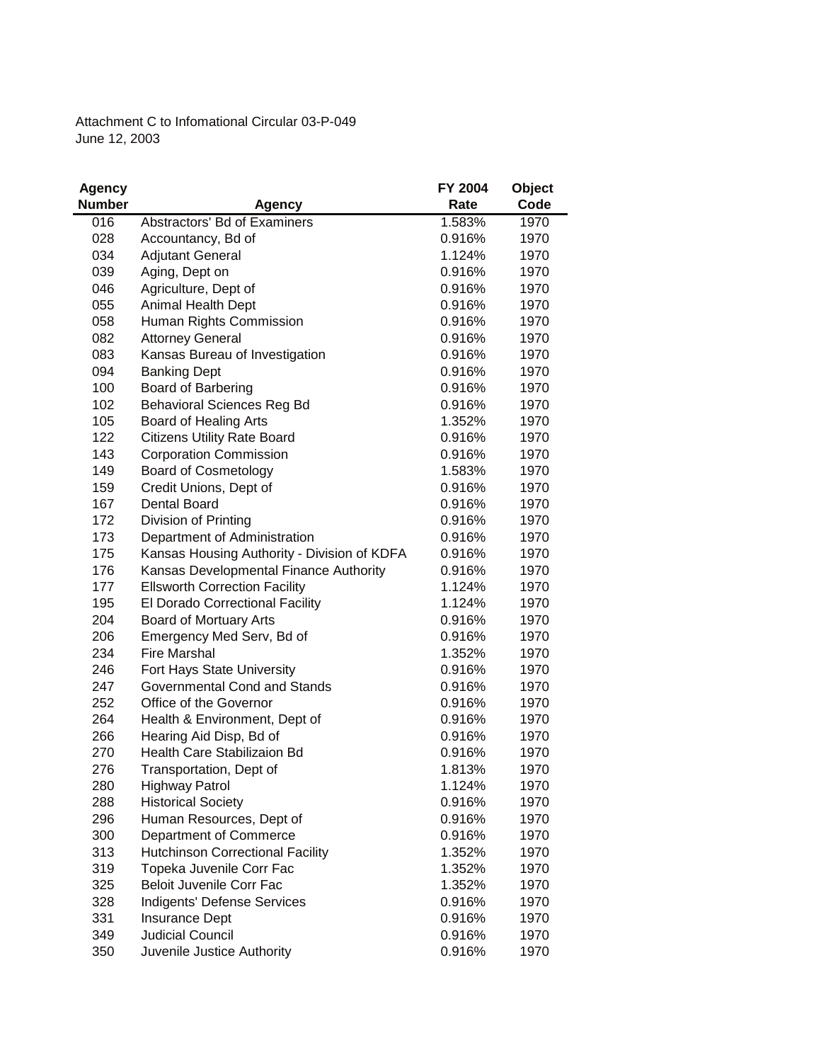Attachment C to Infomational Circular 03-P-049
June 12, 2003

| Agency Number | Agency | FY 2004 Rate | Object Code |
|---|---|---|---|
| 016 | Abstractors' Bd of Examiners | 1.583% | 1970 |
| 028 | Accountancy, Bd of | 0.916% | 1970 |
| 034 | Adjutant General | 1.124% | 1970 |
| 039 | Aging, Dept on | 0.916% | 1970 |
| 046 | Agriculture, Dept of | 0.916% | 1970 |
| 055 | Animal Health Dept | 0.916% | 1970 |
| 058 | Human Rights Commission | 0.916% | 1970 |
| 082 | Attorney General | 0.916% | 1970 |
| 083 | Kansas Bureau of Investigation | 0.916% | 1970 |
| 094 | Banking Dept | 0.916% | 1970 |
| 100 | Board of Barbering | 0.916% | 1970 |
| 102 | Behavioral Sciences Reg Bd | 0.916% | 1970 |
| 105 | Board of Healing Arts | 1.352% | 1970 |
| 122 | Citizens Utility Rate Board | 0.916% | 1970 |
| 143 | Corporation Commission | 0.916% | 1970 |
| 149 | Board of Cosmetology | 1.583% | 1970 |
| 159 | Credit Unions, Dept of | 0.916% | 1970 |
| 167 | Dental Board | 0.916% | 1970 |
| 172 | Division of Printing | 0.916% | 1970 |
| 173 | Department of Administration | 0.916% | 1970 |
| 175 | Kansas Housing Authority - Division of KDFA | 0.916% | 1970 |
| 176 | Kansas Developmental Finance Authority | 0.916% | 1970 |
| 177 | Ellsworth Correction Facility | 1.124% | 1970 |
| 195 | El Dorado Correctional Facility | 1.124% | 1970 |
| 204 | Board of Mortuary Arts | 0.916% | 1970 |
| 206 | Emergency Med Serv, Bd of | 0.916% | 1970 |
| 234 | Fire Marshal | 1.352% | 1970 |
| 246 | Fort Hays State University | 0.916% | 1970 |
| 247 | Governmental Cond and Stands | 0.916% | 1970 |
| 252 | Office of the Governor | 0.916% | 1970 |
| 264 | Health & Environment, Dept of | 0.916% | 1970 |
| 266 | Hearing Aid Disp, Bd of | 0.916% | 1970 |
| 270 | Health Care Stabilizaion Bd | 0.916% | 1970 |
| 276 | Transportation, Dept of | 1.813% | 1970 |
| 280 | Highway Patrol | 1.124% | 1970 |
| 288 | Historical Society | 0.916% | 1970 |
| 296 | Human Resources, Dept of | 0.916% | 1970 |
| 300 | Department of Commerce | 0.916% | 1970 |
| 313 | Hutchinson Correctional Facility | 1.352% | 1970 |
| 319 | Topeka Juvenile Corr Fac | 1.352% | 1970 |
| 325 | Beloit Juvenile Corr Fac | 1.352% | 1970 |
| 328 | Indigents' Defense Services | 0.916% | 1970 |
| 331 | Insurance Dept | 0.916% | 1970 |
| 349 | Judicial Council | 0.916% | 1970 |
| 350 | Juvenile Justice Authority | 0.916% | 1970 |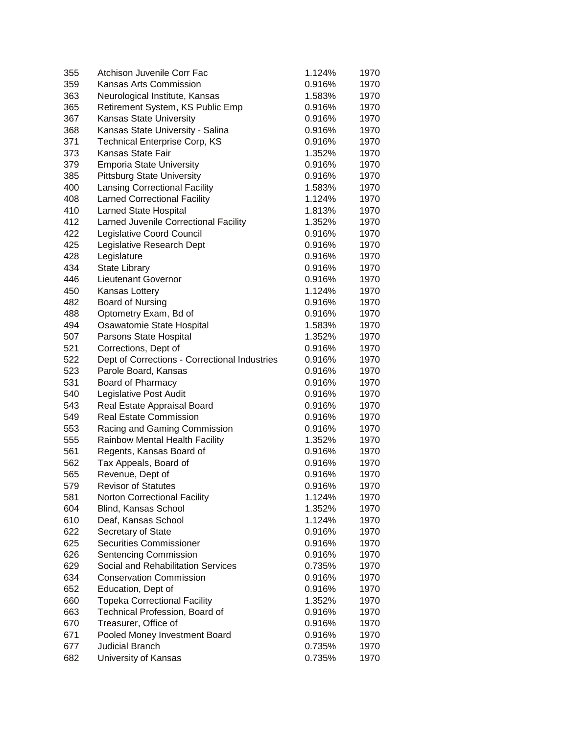| | | | |
|---|---|---|---|
| 355 | Atchison Juvenile Corr Fac | 1.124% | 1970 |
| 359 | Kansas Arts Commission | 0.916% | 1970 |
| 363 | Neurological Institute, Kansas | 1.583% | 1970 |
| 365 | Retirement System, KS Public Emp | 0.916% | 1970 |
| 367 | Kansas State University | 0.916% | 1970 |
| 368 | Kansas State University - Salina | 0.916% | 1970 |
| 371 | Technical Enterprise Corp, KS | 0.916% | 1970 |
| 373 | Kansas State Fair | 1.352% | 1970 |
| 379 | Emporia State University | 0.916% | 1970 |
| 385 | Pittsburg State University | 0.916% | 1970 |
| 400 | Lansing Correctional Facility | 1.583% | 1970 |
| 408 | Larned Correctional Facility | 1.124% | 1970 |
| 410 | Larned State Hospital | 1.813% | 1970 |
| 412 | Larned Juvenile Correctional Facility | 1.352% | 1970 |
| 422 | Legislative Coord Council | 0.916% | 1970 |
| 425 | Legislative Research Dept | 0.916% | 1970 |
| 428 | Legislature | 0.916% | 1970 |
| 434 | State Library | 0.916% | 1970 |
| 446 | Lieutenant Governor | 0.916% | 1970 |
| 450 | Kansas Lottery | 1.124% | 1970 |
| 482 | Board of Nursing | 0.916% | 1970 |
| 488 | Optometry Exam, Bd of | 0.916% | 1970 |
| 494 | Osawatomie State Hospital | 1.583% | 1970 |
| 507 | Parsons State Hospital | 1.352% | 1970 |
| 521 | Corrections, Dept of | 0.916% | 1970 |
| 522 | Dept of Corrections - Correctional Industries | 0.916% | 1970 |
| 523 | Parole Board, Kansas | 0.916% | 1970 |
| 531 | Board of Pharmacy | 0.916% | 1970 |
| 540 | Legislative Post Audit | 0.916% | 1970 |
| 543 | Real Estate Appraisal Board | 0.916% | 1970 |
| 549 | Real Estate Commission | 0.916% | 1970 |
| 553 | Racing and Gaming Commission | 0.916% | 1970 |
| 555 | Rainbow Mental Health Facility | 1.352% | 1970 |
| 561 | Regents, Kansas Board of | 0.916% | 1970 |
| 562 | Tax Appeals, Board of | 0.916% | 1970 |
| 565 | Revenue, Dept of | 0.916% | 1970 |
| 579 | Revisor of Statutes | 0.916% | 1970 |
| 581 | Norton Correctional Facility | 1.124% | 1970 |
| 604 | Blind, Kansas School | 1.352% | 1970 |
| 610 | Deaf, Kansas School | 1.124% | 1970 |
| 622 | Secretary of State | 0.916% | 1970 |
| 625 | Securities Commissioner | 0.916% | 1970 |
| 626 | Sentencing Commission | 0.916% | 1970 |
| 629 | Social and Rehabilitation Services | 0.735% | 1970 |
| 634 | Conservation Commission | 0.916% | 1970 |
| 652 | Education, Dept of | 0.916% | 1970 |
| 660 | Topeka Correctional Facility | 1.352% | 1970 |
| 663 | Technical Profession, Board of | 0.916% | 1970 |
| 670 | Treasurer, Office of | 0.916% | 1970 |
| 671 | Pooled Money Investment Board | 0.916% | 1970 |
| 677 | Judicial Branch | 0.735% | 1970 |
| 682 | University of Kansas | 0.735% | 1970 |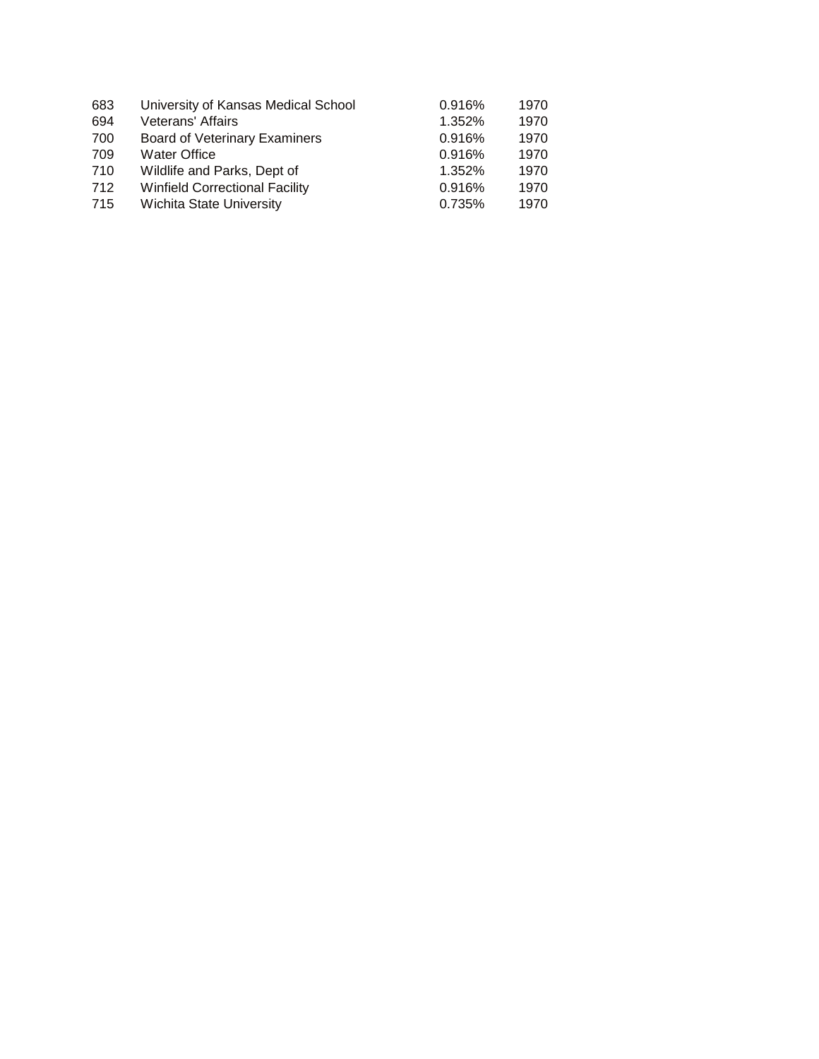| | | | |
|---|---|---|---|
| 683 | University of Kansas Medical School | 0.916% | 1970 |
| 694 | Veterans' Affairs | 1.352% | 1970 |
| 700 | Board of Veterinary Examiners | 0.916% | 1970 |
| 709 | Water Office | 0.916% | 1970 |
| 710 | Wildlife and Parks, Dept of | 1.352% | 1970 |
| 712 | Winfield Correctional Facility | 0.916% | 1970 |
| 715 | Wichita State University | 0.735% | 1970 |